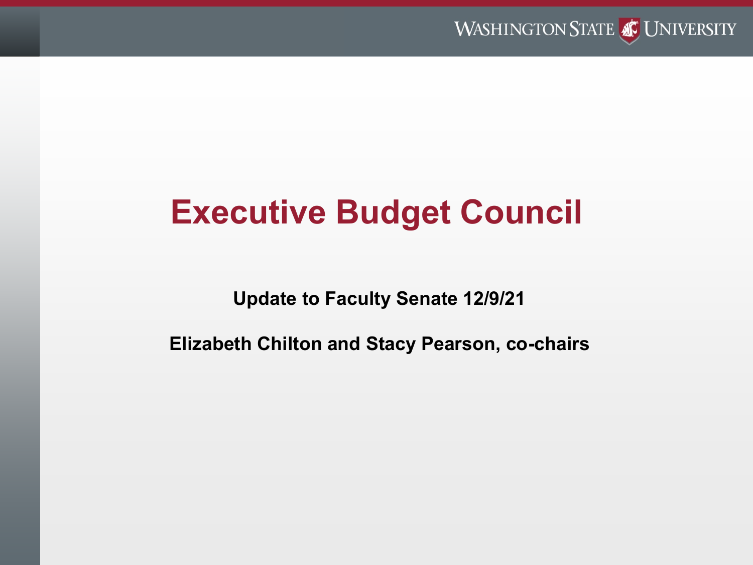# Executive Budget Council

**Update to Faculty Senate 12/9/21**

**Elizabeth Chilton and Stacy Pearson, co-chairs**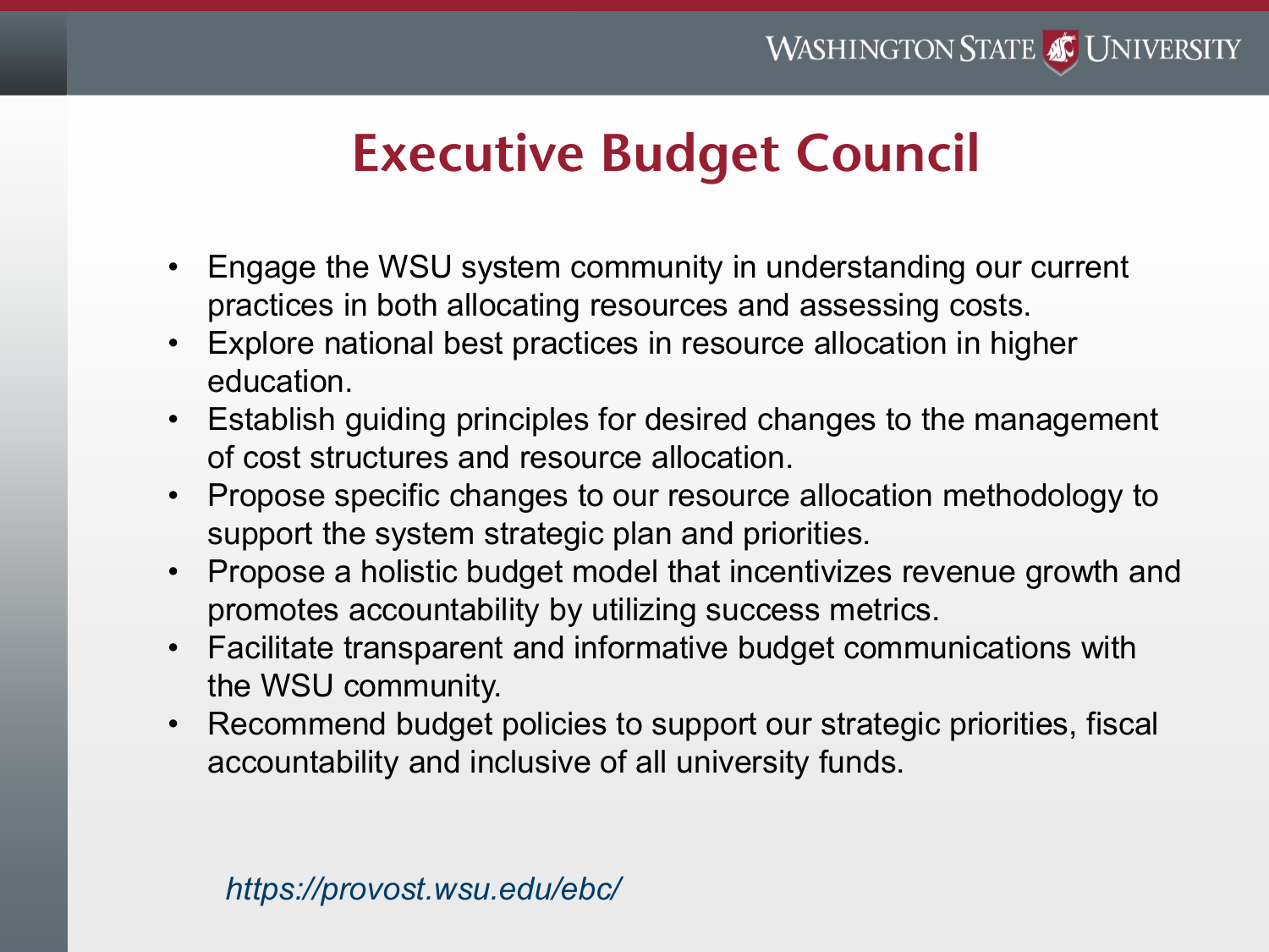# Executive Budget Council

- Engage the WSU system community in understanding our current practices in both allocating resources and assessing costs.
- Explore national best practices in resource allocation in higher education.
- Establish guiding principles for desired changes to the management of cost structures and resource allocation.
- Propose specific changes to our resource allocation methodology to support the system strategic plan and priorities.
- Propose a holistic budget model that incentivizes revenue growth and promotes accountability by utilizing success metrics.
- Facilitate transparent and informative budget communications with the WSU community.
- Recommend budget policies to support our strategic priorities, fiscal accountability and inclusive of all university funds.

*https://provost.wsu.edu/ebc/*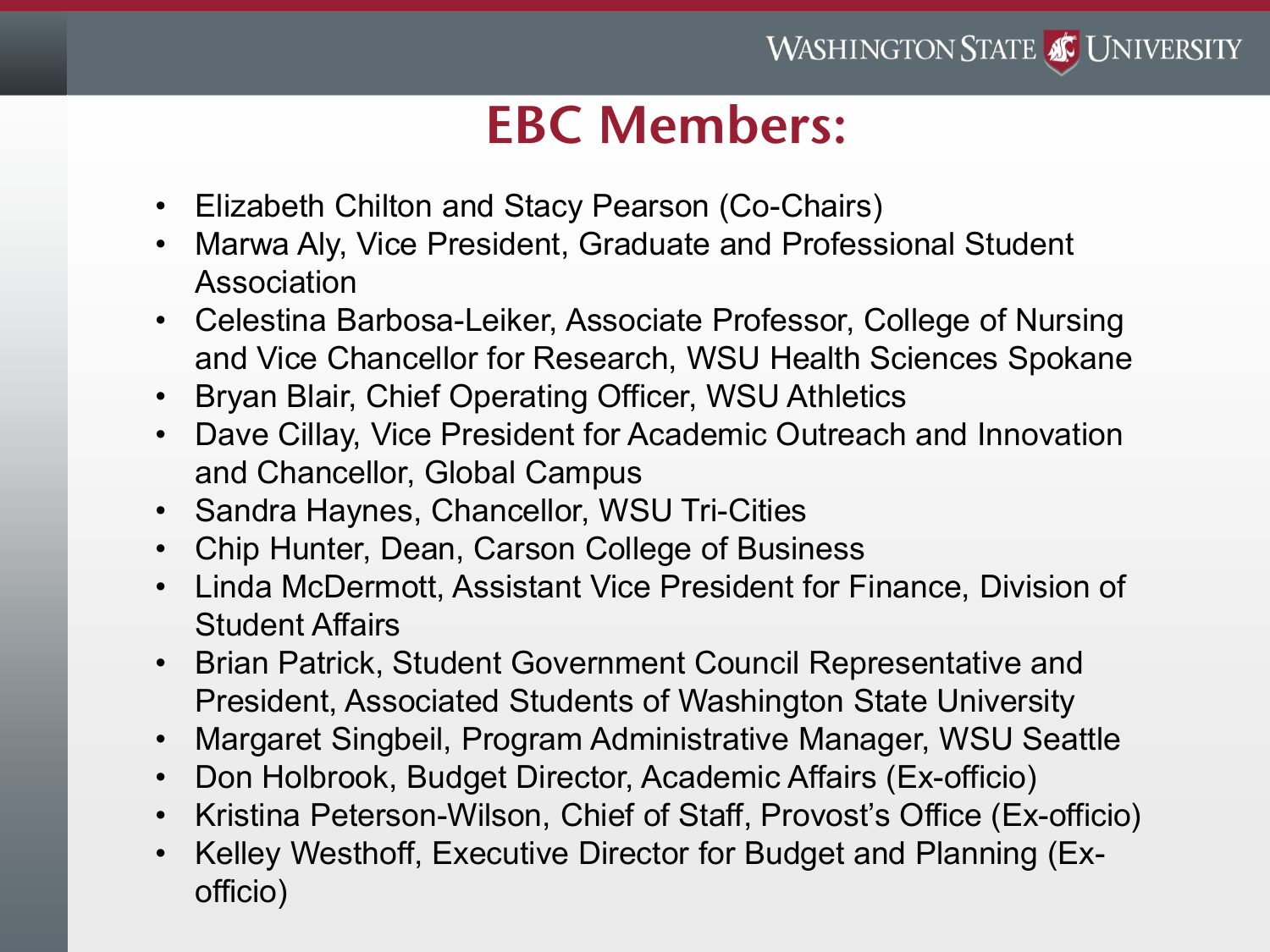# EBC Members:

- Elizabeth Chilton and Stacy Pearson (Co-Chairs)
- Marwa Aly, Vice President, Graduate and Professional Student Association
- Celestina Barbosa-Leiker, Associate Professor, College of Nursing and Vice Chancellor for Research, WSU Health Sciences Spokane
- Bryan Blair, Chief Operating Officer, WSU Athletics
- Dave Cillay, Vice President for Academic Outreach and Innovation and Chancellor, Global Campus
- Sandra Haynes, Chancellor, WSU Tri-Cities
- Chip Hunter, Dean, Carson College of Business
- Linda McDermott, Assistant Vice President for Finance, Division of Student Affairs
- Brian Patrick, Student Government Council Representative and President, Associated Students of Washington State University
- Margaret Singbeil, Program Administrative Manager, WSU Seattle
- Don Holbrook, Budget Director, Academic Affairs (Ex-officio)
- Kristina Peterson-Wilson, Chief of Staff, Provost's Office (Ex-officio)
- Kelley Westhoff, Executive Director for Budget and Planning (Ex-officio)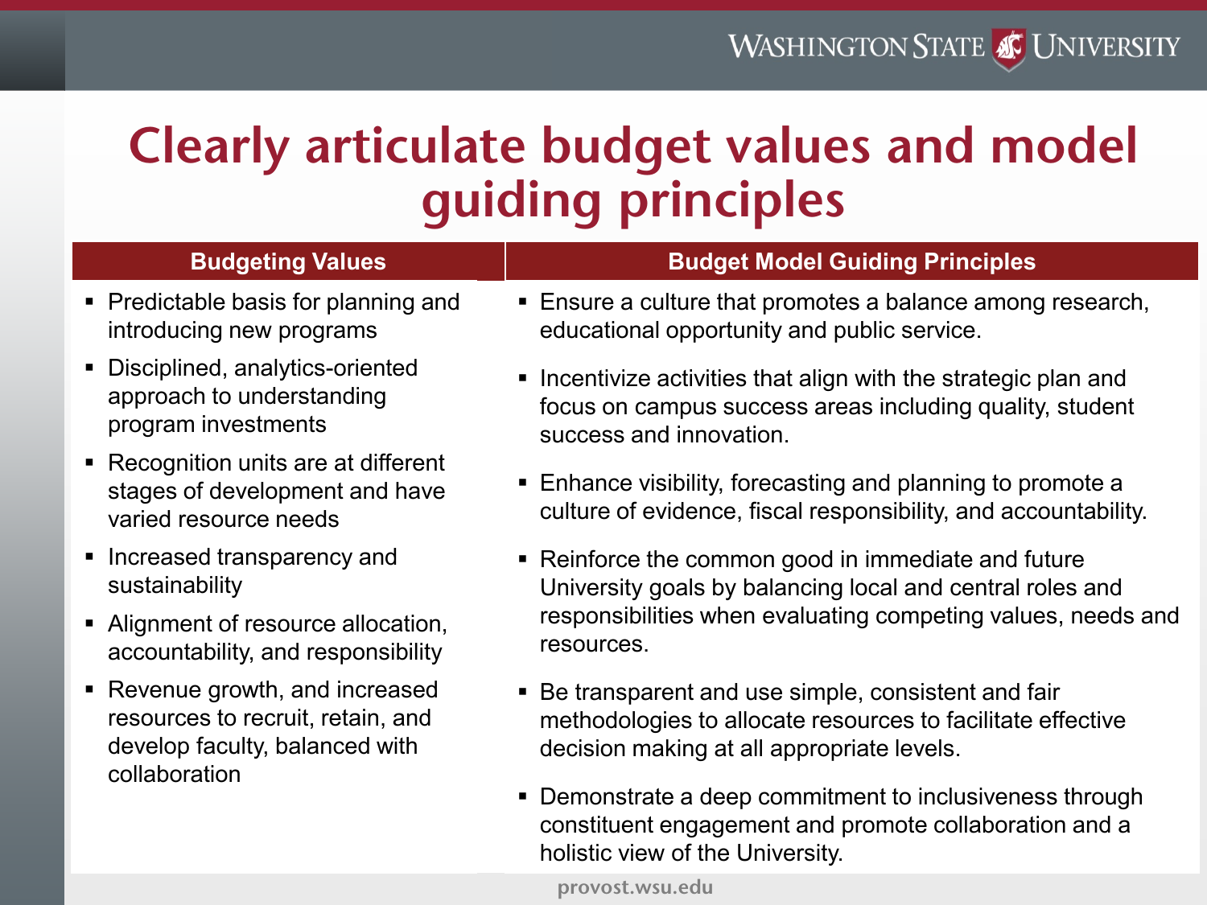# Clearly articulate budget values and model guiding principles

## Budgeting Values

- Predictable basis for planning and introducing new programs
- Disciplined, analytics-oriented approach to understanding program investments
- Recognition units are at different stages of development and have varied resource needs
- Increased transparency and sustainability
- Alignment of resource allocation, accountability, and responsibility
- Revenue growth, and increased resources to recruit, retain, and develop faculty, balanced with collaboration

## Budget Model Guiding Principles

- Ensure a culture that promotes a balance among research, educational opportunity and public service.
- Incentivize activities that align with the strategic plan and focus on campus success areas including quality, student success and innovation.
- Enhance visibility, forecasting and planning to promote a culture of evidence, fiscal responsibility, and accountability.
- Reinforce the common good in immediate and future University goals by balancing local and central roles and responsibilities when evaluating competing values, needs and resources.
- Be transparent and use simple, consistent and fair methodologies to allocate resources to facilitate effective decision making at all appropriate levels.
- Demonstrate a deep commitment to inclusiveness through constituent engagement and promote collaboration and a holistic view of the University.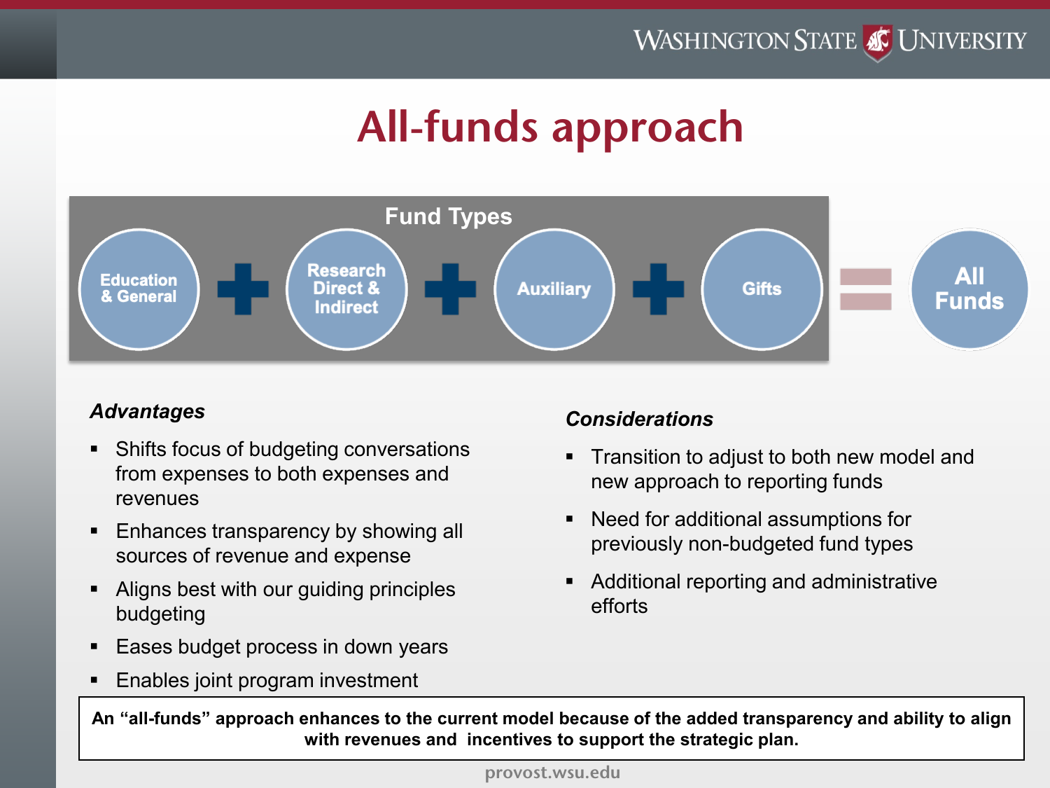# All-funds approach

**Fund Types**

Education & General + Research Direct & Indirect + Auxiliary + Gifts = All Funds

***Advantages***

- Shifts focus of budgeting conversations from expenses to both expenses and revenues
- Enhances transparency by showing all sources of revenue and expense
- Aligns best with our guiding principles budgeting
- Eases budget process in down years
- Enables joint program investment

***Considerations***

- Transition to adjust to both new model and new approach to reporting funds
- Need for additional assumptions for previously non-budgeted fund types
- Additional reporting and administrative efforts

**An "all-funds" approach enhances to the current model because of the added transparency and ability to align with revenues and incentives to support the strategic plan.**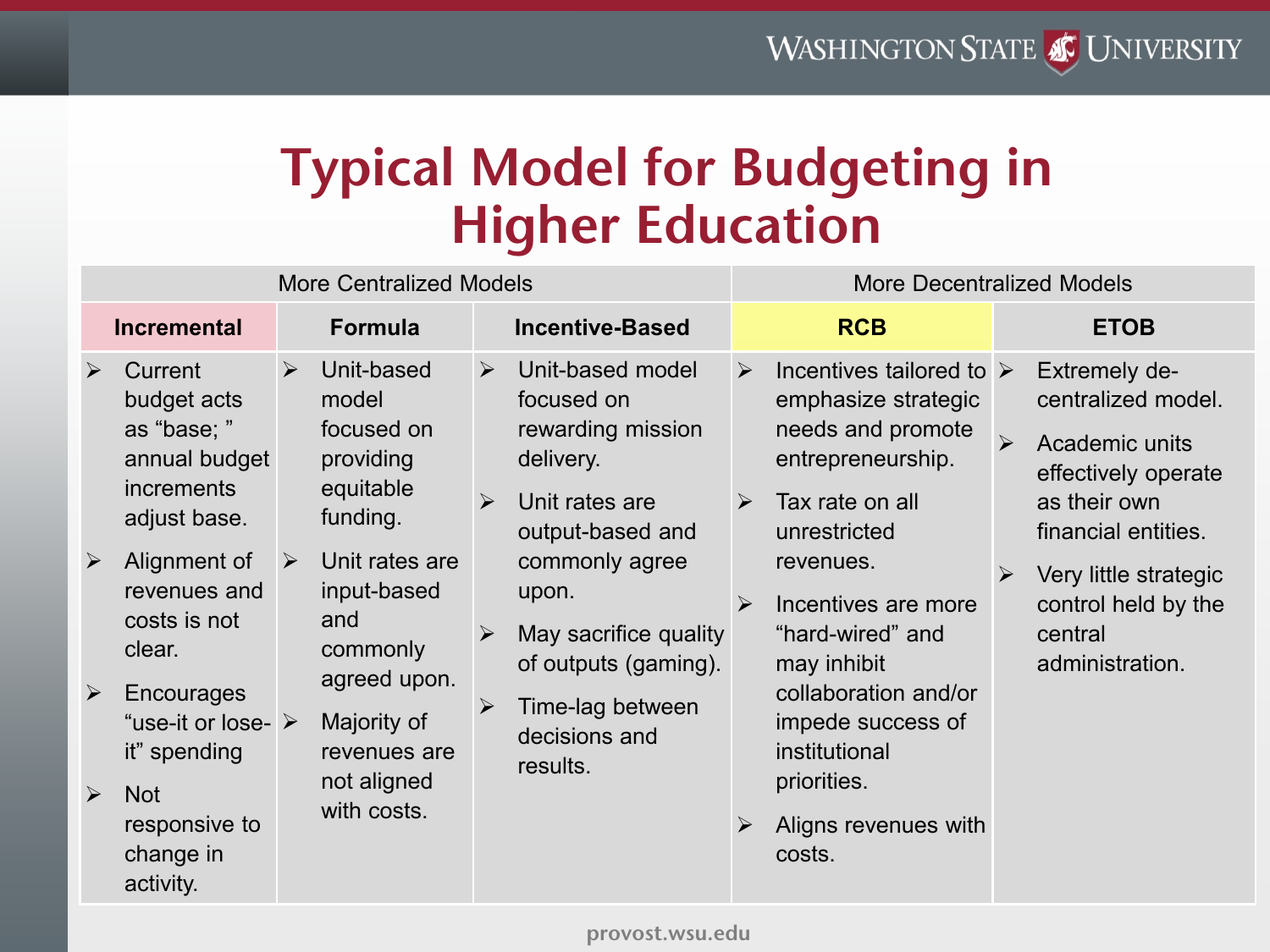# Typical Model for Budgeting in Higher Education

| More Centralized Models | | | More Decentralized Models | |
|---|---|---|---|---|
| **Incremental** | **Formula** | **Incentive-Based** | **RCB** | **ETOB** |
| ➢ Current budget acts as "base;" annual budget increments adjust base.<br>➢ Alignment of revenues and costs is not clear.<br>➢ Encourages "use-it or lose-it" spending<br>➢ Not responsive to change in activity. | ➢ Unit-based model focused on providing equitable funding.<br>➢ Unit rates are input-based and commonly agreed upon.<br>➢ Majority of revenues are not aligned with costs. | ➢ Unit-based model focused on rewarding mission delivery.<br>➢ Unit rates are output-based and commonly agree upon.<br>➢ May sacrifice quality of outputs (gaming).<br>➢ Time-lag between decisions and results. | ➢ Incentives tailored to emphasize strategic needs and promote entrepreneurship.<br>➢ Tax rate on all unrestricted revenues.<br>➢ Incentives are more "hard-wired" and may inhibit collaboration and/or impede success of institutional priorities.<br>➢ Aligns revenues with costs. | ➢ Extremely de-centralized model.<br>➢ Academic units effectively operate as their own financial entities.<br>➢ Very little strategic control held by the central administration. |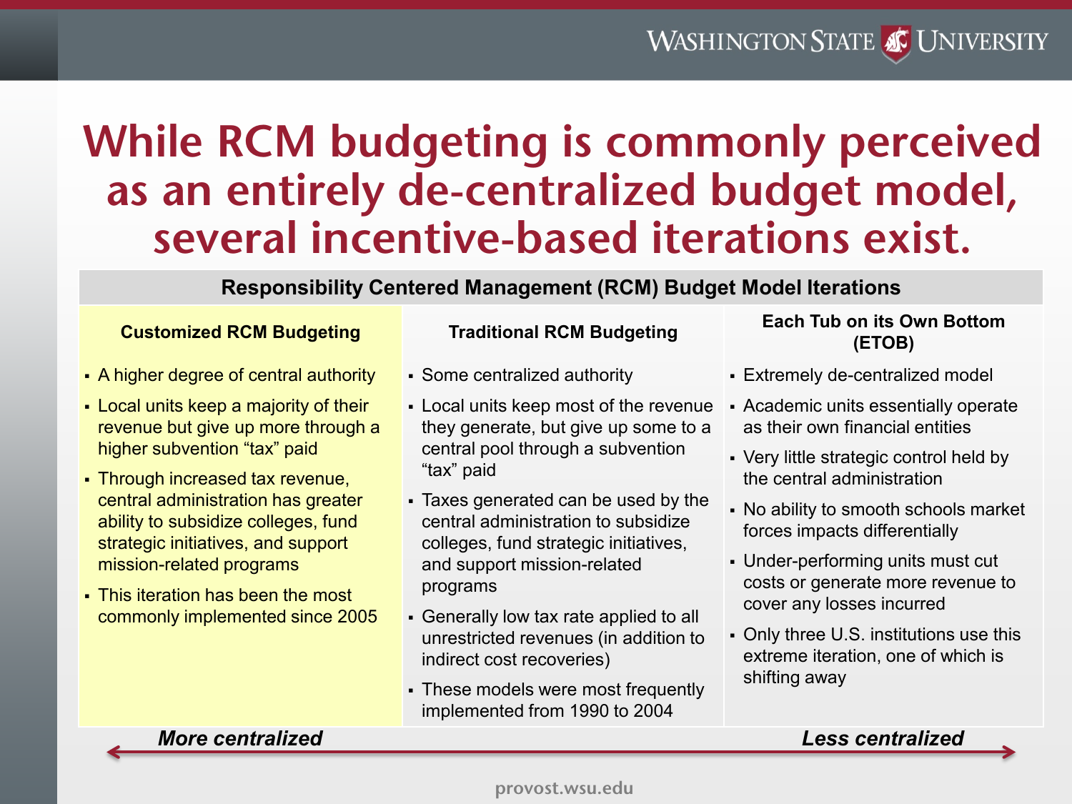# While RCM budgeting is commonly perceived as an entirely de-centralized budget model, several incentive-based iterations exist.

**Responsibility Centered Management (RCM) Budget Model Iterations**

| Customized RCM Budgeting | Traditional RCM Budgeting | Each Tub on its Own Bottom (ETOB) |
|---|---|---|
| ▪ A higher degree of central authority<br>▪ Local units keep a majority of their revenue but give up more through a higher subvention "tax" paid<br>▪ Through increased tax revenue, central administration has greater ability to subsidize colleges, fund strategic initiatives, and support mission-related programs<br>▪ This iteration has been the most commonly implemented since 2005 | ▪ Some centralized authority<br>▪ Local units keep most of the revenue they generate, but give up some to a central pool through a subvention "tax" paid<br>▪ Taxes generated can be used by the central administration to subsidize colleges, fund strategic initiatives, and support mission-related programs<br>▪ Generally low tax rate applied to all unrestricted revenues (in addition to indirect cost recoveries)<br>▪ These models were most frequently implemented from 1990 to 2004 | ▪ Extremely de-centralized model<br>▪ Academic units essentially operate as their own financial entities<br>▪ Very little strategic control held by the central administration<br>▪ No ability to smooth schools market forces impacts differentially<br>▪ Under-performing units must cut costs or generate more revenue to cover any losses incurred<br>▪ Only three U.S. institutions use this extreme iteration, one of which is shifting away |

***More centralized*** ↔ ***Less centralized***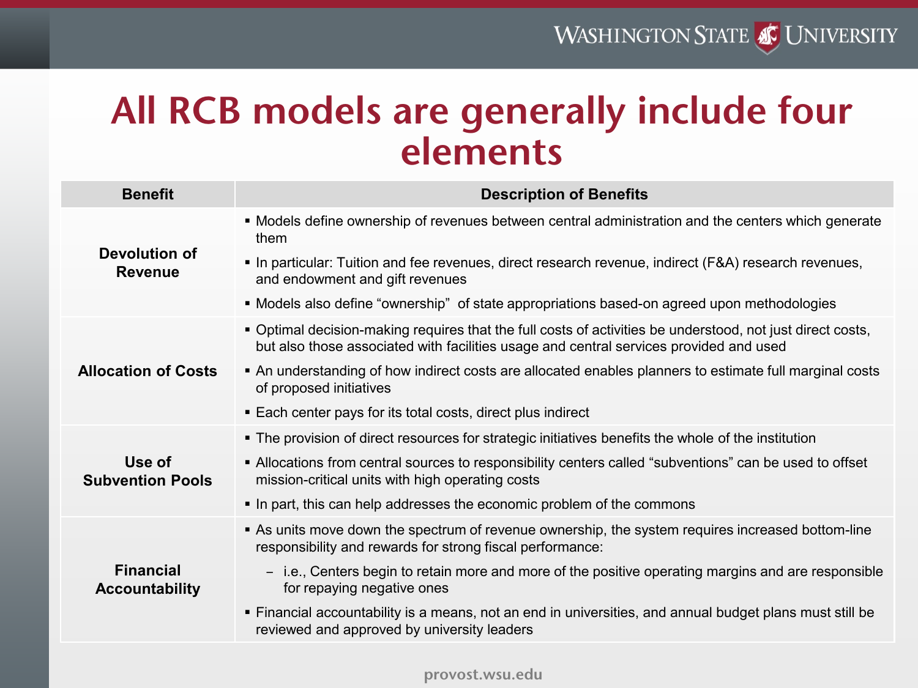# All RCB models are generally include four elements

| Benefit | Description of Benefits |
|---|---|
| **Devolution of Revenue** | ▪ Models define ownership of revenues between central administration and the centers which generate them<br>▪ In particular: Tuition and fee revenues, direct research revenue, indirect (F&A) research revenues, and endowment and gift revenues<br>▪ Models also define “ownership”  of state appropriations based-on agreed upon methodologies |
| **Allocation of Costs** | ▪ Optimal decision-making requires that the full costs of activities be understood, not just direct costs, but also those associated with facilities usage and central services provided and used<br>▪ An understanding of how indirect costs are allocated enables planners to estimate full marginal costs of proposed initiatives<br>▪ Each center pays for its total costs, direct plus indirect |
| **Use of Subvention Pools** | ▪ The provision of direct resources for strategic initiatives benefits the whole of the institution<br>▪ Allocations from central sources to responsibility centers called “subventions” can be used to offset mission-critical units with high operating costs<br>▪ In part, this can help addresses the economic problem of the commons |
| **Financial Accountability** | ▪ As units move down the spectrum of revenue ownership, the system requires increased bottom-line responsibility and rewards for strong fiscal performance:<br>– i.e., Centers begin to retain more and more of the positive operating margins and are responsible for repaying negative ones<br>▪ Financial accountability is a means, not an end in universities, and annual budget plans must still be reviewed and approved by university leaders |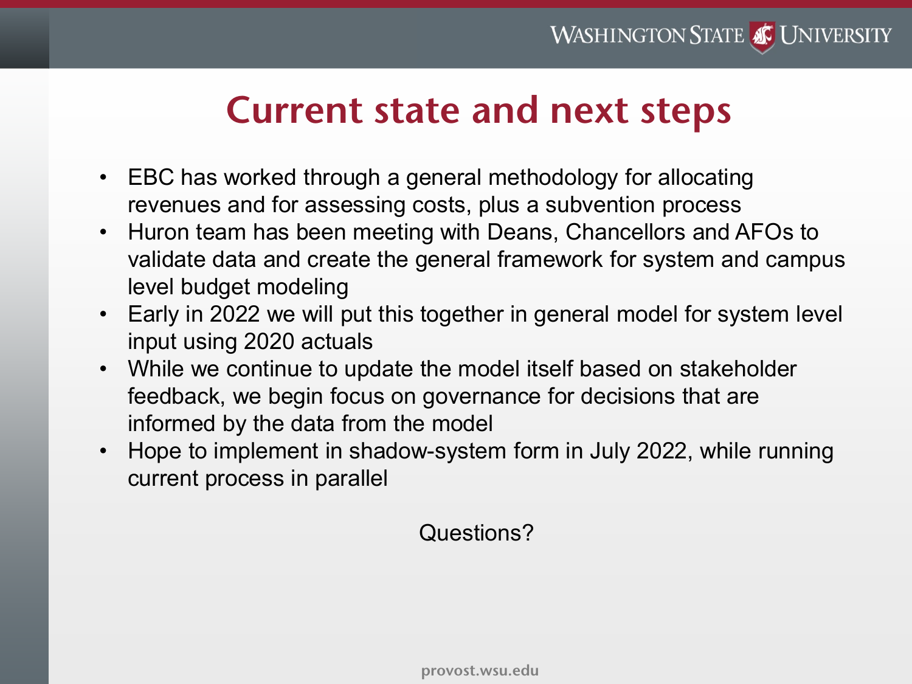# Current state and next steps

- EBC has worked through a general methodology for allocating revenues and for assessing costs, plus a subvention process
- Huron team has been meeting with Deans, Chancellors and AFOs to validate data and create the general framework for system and campus level budget modeling
- Early in 2022 we will put this together in general model for system level input using 2020 actuals
- While we continue to update the model itself based on stakeholder feedback, we begin focus on governance for decisions that are informed by the data from the model
- Hope to implement in shadow-system form in July 2022, while running current process in parallel

Questions?